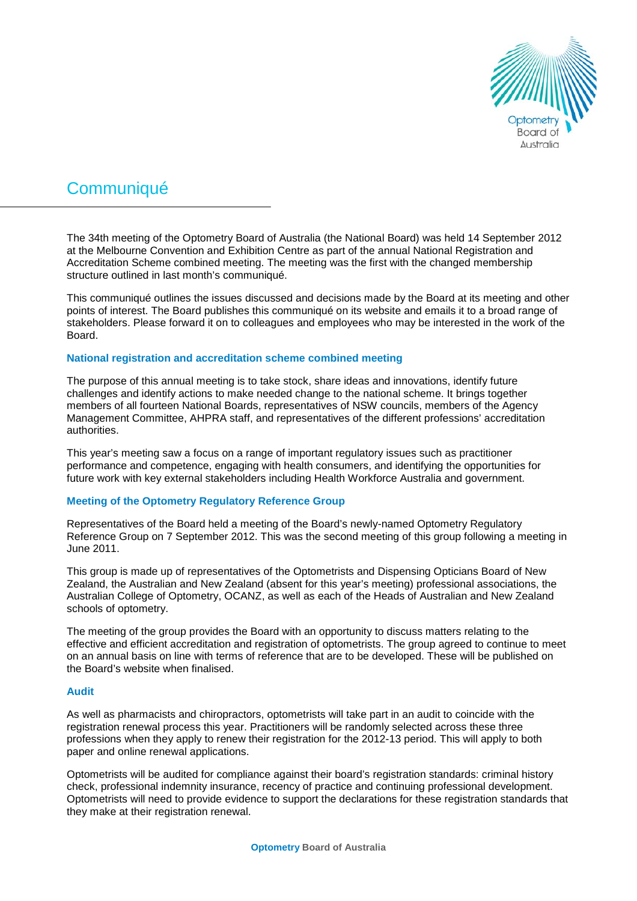# Communiqué

The 34th meeting of the Optometry Board of Australia (the National Board) was held 14 September 2012 at the Melbourne Convention and Exhibition Centre as part of the annual National Registration and Accreditation Scheme combined meeting. The meeting was the first with the changed membership structure outlined in last month's communiqué.

This communiqué outlines the issues discussed and decisions made by the Board at its meeting and other points of interest. The Board publishes this communiqué on its website and emails it to a broad range of stakeholders. Please forward it on to colleagues and employees who may be interested in the work of the Board.

### National registration and accreditation scheme combined meeting

The purpose of this annual meeting is to take stock, share ideas and innovations, identify future challenges and identify actions to make needed change to the national scheme. It brings together members of all fourteen National Boards, representatives of NSW councils, members of the Agency Management Committee, AHPRA staff, and representatives of the different professions' accreditation authorities.

This year's meeting saw a focus on a range of important regulatory issues such as practitioner performance and competence, engaging with health consumers, and identifying the opportunities for future work with key external stakeholders including Health Workforce Australia and government.

### Meeting of the Optometry Regulatory Reference Group

Representatives of the Board held a meeting of the Board's newly-named Optometry Regulatory Reference Group on 7 September 2012. This was the second meeting of this group following a meeting in June 2011.

This group is made up of representatives of the Optometrists and Dispensing Opticians Board of New Zealand, the Australian and New Zealand (absent for this year's meeting) professional associations, the Australian College of Optometry, OCANZ, as well as each of the Heads of Australian and New Zealand schools of optometry.

The meeting of the group provides the Board with an opportunity to discuss matters relating to the effective and efficient accreditation and registration of optometrists. The group agreed to continue to meet on an annual basis on line with terms of reference that are to be developed. These will be published on the Board's website when finalised.

### Audit

As well as pharmacists and chiropractors, optometrists will take part in an audit to coincide with the registration renewal process this year. Practitioners will be randomly selected across these three professions when they apply to renew their registration for the 2012-13 period. This will apply to both paper and online renewal applications.

Optometrists will be audited for compliance against their board's registration standards: criminal history check, professional indemnity insurance, recency of practice and continuing professional development. Optometrists will need to provide evidence to support the declarations for these registration standards that they make at their registration renewal.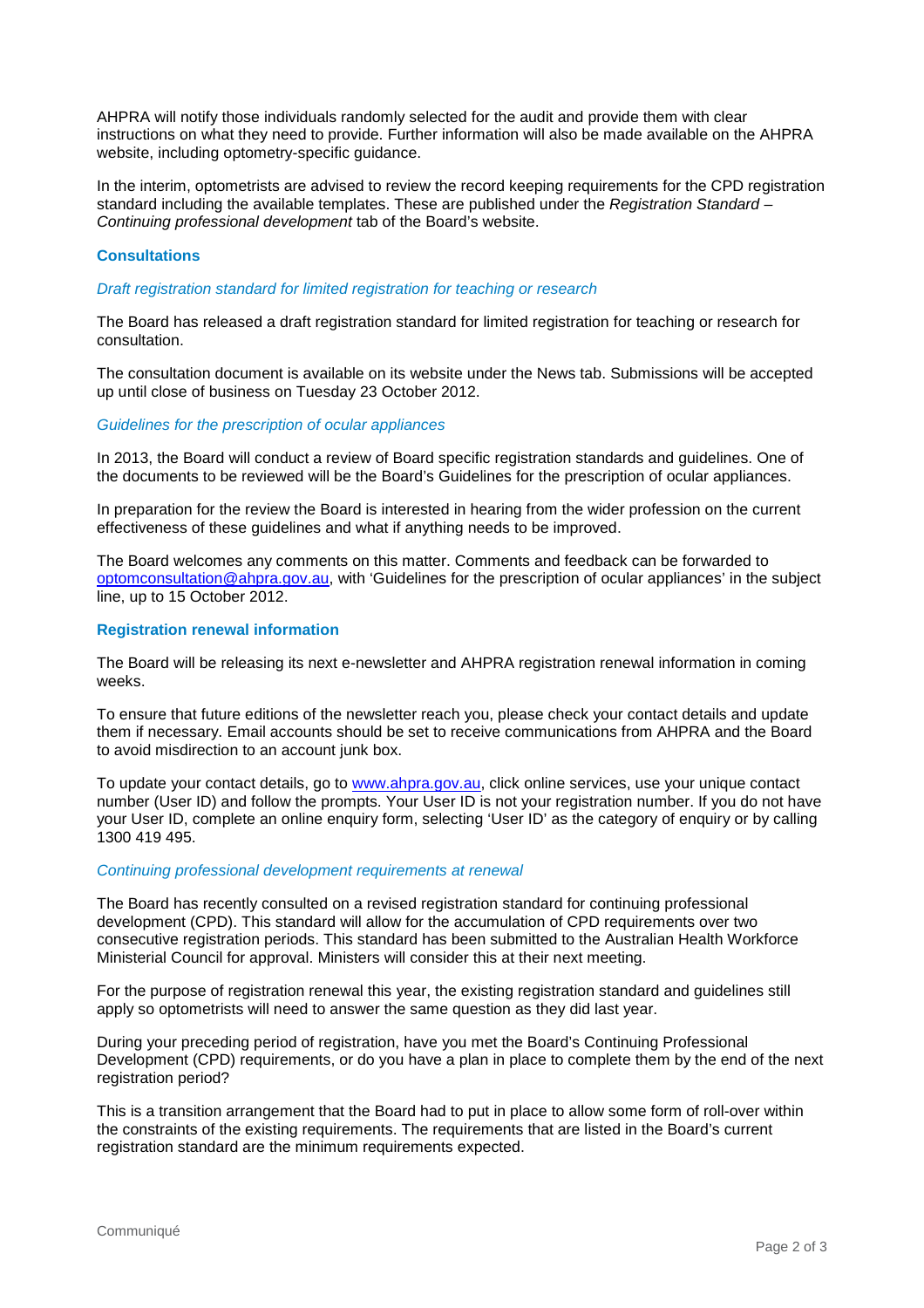AHPRA will notify those individuals randomly selected for the audit and provide them with clear instructions on what they need to provide. Further information will also be made available on the AHPRA website, including optometry-specific guidance.

In the interim, optometrists are advised to review the record keeping requirements for the CPD registration standard including the available templates. These are published under the *Registration Standard – Continuing professional development* tab of the Board's website.

## Consultations

### *Draft registration standard for limited registration for teaching or research*

The Board has released a draft registration standard for limited registration for teaching or research for consultation.

The consultation document is available on its website under the News tab. Submissions will be accepted up until close of business on Tuesday 23 October 2012.

### *Guidelines for the prescription of ocular appliances*

In 2013, the Board will conduct a review of Board specific registration standards and guidelines. One of the documents to be reviewed will be the Board's Guidelines for the prescription of ocular appliances.

In preparation for the review the Board is interested in hearing from the wider profession on the current effectiveness of these guidelines and what if anything needs to be improved.

The Board welcomes any comments on this matter. Comments and feedback can be forwarded to optomconsultation@ahpra.gov.au, with 'Guidelines for the prescription of ocular appliances' in the subject line, up to 15 October 2012.

## Registration renewal information

The Board will be releasing its next e-newsletter and AHPRA registration renewal information in coming weeks.

To ensure that future editions of the newsletter reach you, please check your contact details and update them if necessary. Email accounts should be set to receive communications from AHPRA and the Board to avoid misdirection to an account junk box.

To update your contact details, go to www.ahpra.gov.au, click online services, use your unique contact number (User ID) and follow the prompts. Your User ID is not your registration number. If you do not have your User ID, complete an online enquiry form, selecting 'User ID' as the category of enquiry or by calling 1300 419 495.

### *Continuing professional development requirements at renewal*

The Board has recently consulted on a revised registration standard for continuing professional development (CPD). This standard will allow for the accumulation of CPD requirements over two consecutive registration periods. This standard has been submitted to the Australian Health Workforce Ministerial Council for approval. Ministers will consider this at their next meeting.

For the purpose of registration renewal this year, the existing registration standard and guidelines still apply so optometrists will need to answer the same question as they did last year.

During your preceding period of registration, have you met the Board's Continuing Professional Development (CPD) requirements, or do you have a plan in place to complete them by the end of the next registration period?

This is a transition arrangement that the Board had to put in place to allow some form of roll-over within the constraints of the existing requirements. The requirements that are listed in the Board's current registration standard are the minimum requirements expected.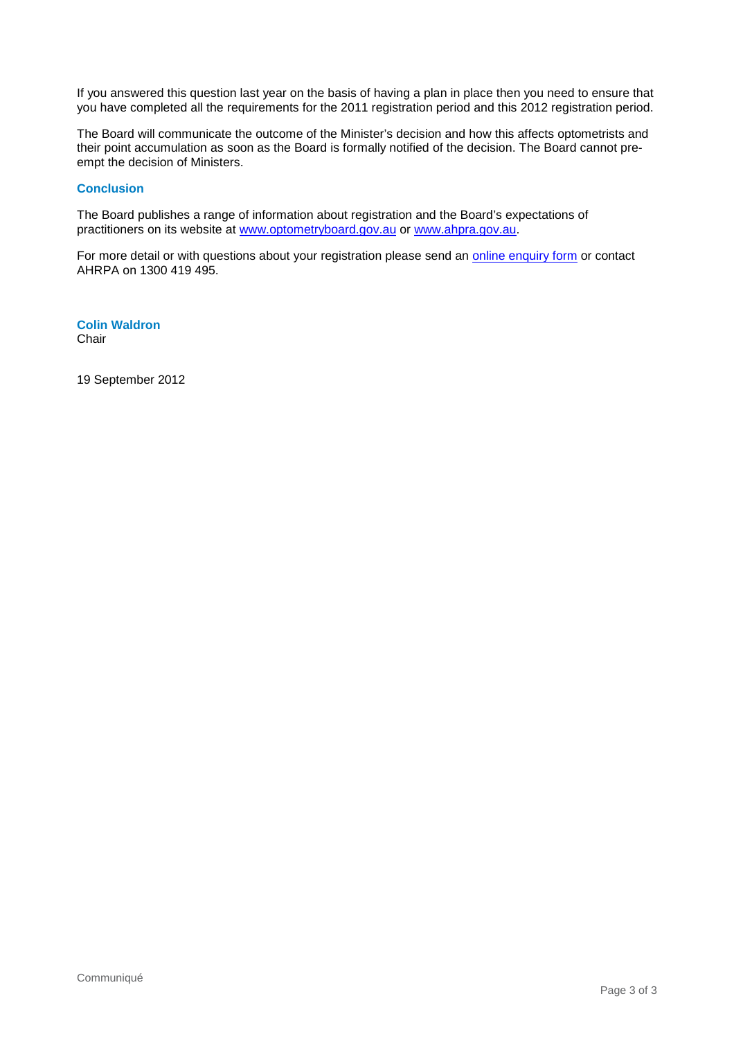If you answered this question last year on the basis of having a plan in place then you need to ensure that you have completed all the requirements for the 2011 registration period and this 2012 registration period.

The Board will communicate the outcome of the Minister's decision and how this affects optometrists and their point accumulation as soon as the Board is formally notified of the decision. The Board cannot pre-empt the decision of Ministers.

## Conclusion

The Board publishes a range of information about registration and the Board's expectations of practitioners on its website at www.optometryboard.gov.au or www.ahpra.gov.au.

For more detail or with questions about your registration please send an online enquiry form or contact AHRPA on 1300 419 495.

**Colin Waldron**
Chair

19 September 2012